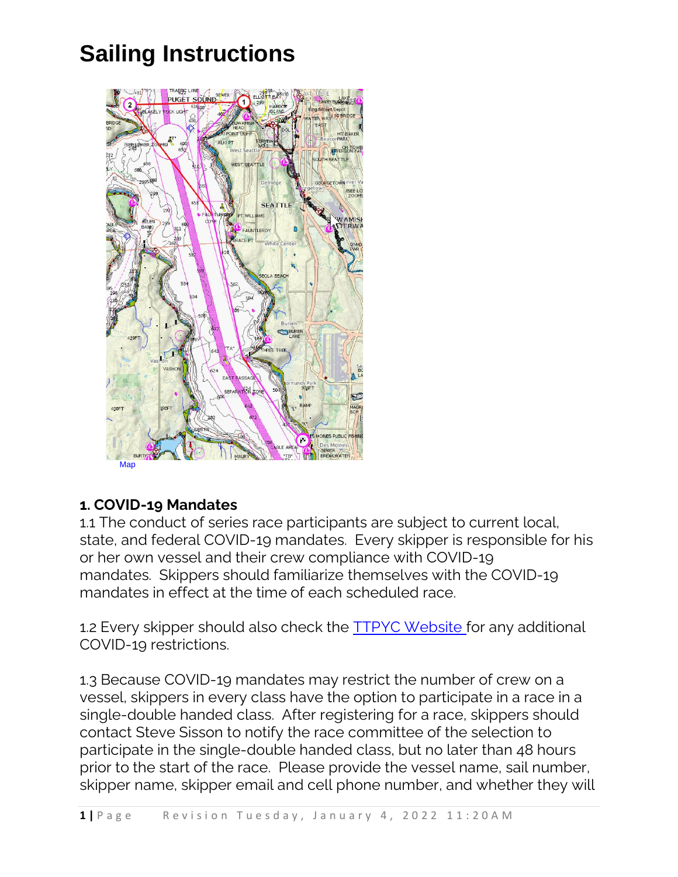# Sailing Instructions

Map

**1. COVID-19 Mandates**

1.1 The conduct of series race participants are subject to current local, state, and federal COVID-19 mandates. Every skipper is responsible for his or her own vessel and their crew compliance with COVID-19 mandates. Skippers should familiarize themselves with the COVID-19 mandates in effect at the time of each scheduled race.

1.2 Every skipper should also check the TTPYC Website for any additional COVID-19 restrictions.

1.3 Because COVID-19 mandates may restrict the number of crew on a vessel, skippers in every class have the option to participate in a race in a single-double handed class. After registering for a race, skippers should contact Steve Sisson to notify the race committee of the selection to participate in the single-double handed class, but no later than 48 hours prior to the start of the race. Please provide the vessel name, sail number, skipper name, skipper email and cell phone number, and whether they will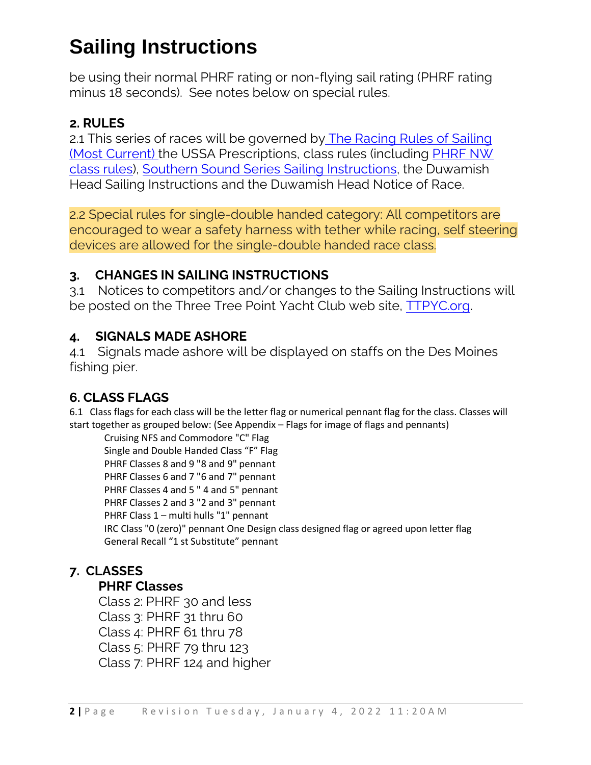# Sailing Instructions

be using their normal PHRF rating or non-flying sail rating (PHRF rating minus 18 seconds). See notes below on special rules.

## 2. RULES

2.1 This series of races will be governed by [The Racing Rules of Sailing (Most Current)] the USSA Prescriptions, class rules (including [PHRF NW class rules]), [Southern Sound Series Sailing Instructions], the Duwamish Head Sailing Instructions and the Duwamish Head Notice of Race.

2.2 Special rules for single-double handed category: All competitors are encouraged to wear a safety harness with tether while racing, self steering devices are allowed for the single-double handed race class.

## 3. CHANGES IN SAILING INSTRUCTIONS

3.1 Notices to competitors and/or changes to the Sailing Instructions will be posted on the Three Tree Point Yacht Club web site, [TTPYC.org].

## 4. SIGNALS MADE ASHORE

4.1 Signals made ashore will be displayed on staffs on the Des Moines fishing pier.

## 6. CLASS FLAGS

6.1 Class flags for each class will be the letter flag or numerical pennant flag for the class. Classes will start together as grouped below: (See Appendix – Flags for image of flags and pennants)

- Cruising NFS and Commodore "C" Flag
- Single and Double Handed Class "F" Flag
- PHRF Classes 8 and 9 "8 and 9" pennant
- PHRF Classes 6 and 7 "6 and 7" pennant
- PHRF Classes 4 and 5 " 4 and 5" pennant
- PHRF Classes 2 and 3 "2 and 3" pennant
- PHRF Class 1 – multi hulls "1" pennant
- IRC Class "0 (zero)" pennant One Design class designed flag or agreed upon letter flag
- General Recall "1 st Substitute" pennant

## 7. CLASSES

### PHRF Classes

- Class 2: PHRF 30 and less
- Class 3: PHRF 31 thru 60
- Class 4: PHRF 61 thru 78
- Class 5: PHRF 79 thru 123
- Class 7: PHRF 124 and higher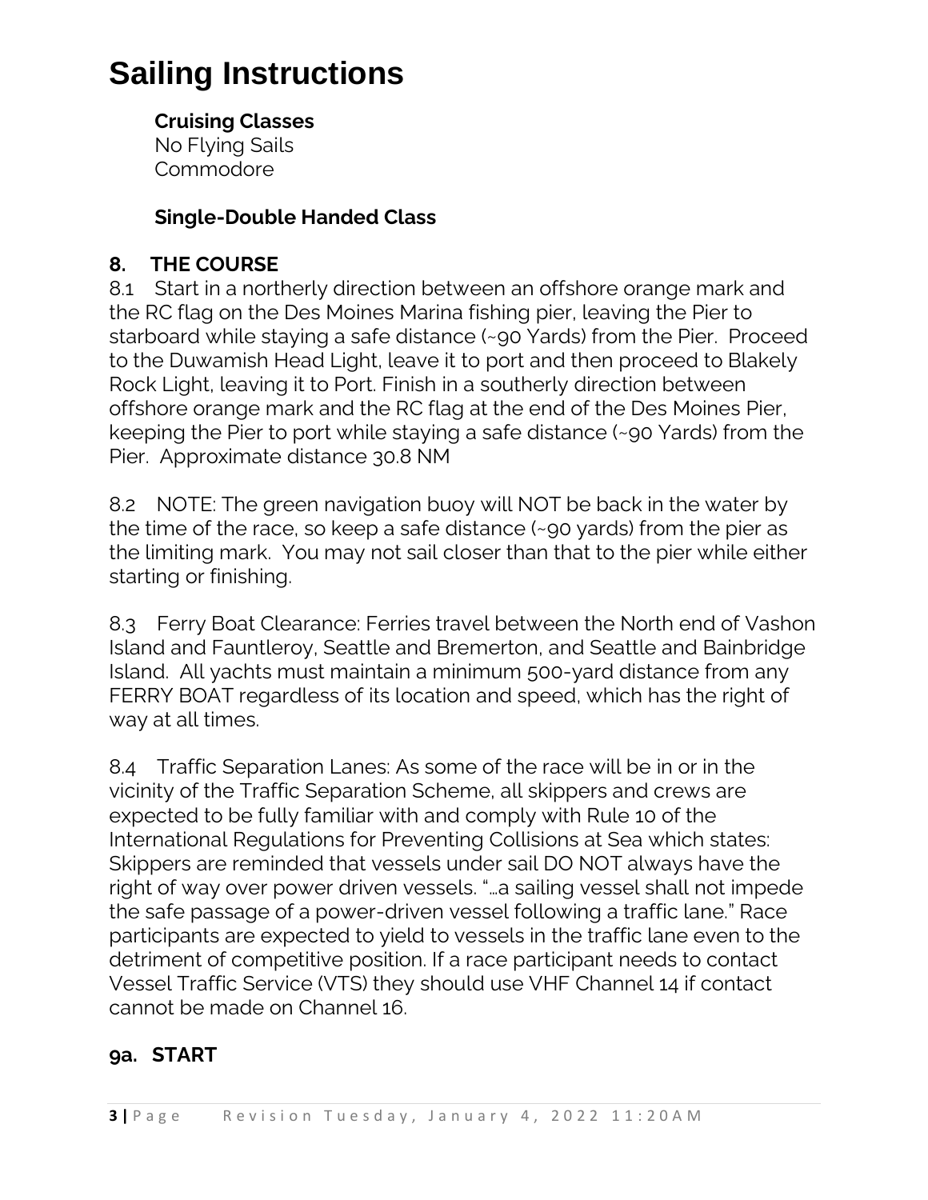# Sailing Instructions

**Cruising Classes**
No Flying Sails
Commodore

**Single-Double Handed Class**

## 8. THE COURSE

8.1 Start in a northerly direction between an offshore orange mark and the RC flag on the Des Moines Marina fishing pier, leaving the Pier to starboard while staying a safe distance (~90 Yards) from the Pier. Proceed to the Duwamish Head Light, leave it to port and then proceed to Blakely Rock Light, leaving it to Port. Finish in a southerly direction between offshore orange mark and the RC flag at the end of the Des Moines Pier, keeping the Pier to port while staying a safe distance (~90 Yards) from the Pier. Approximate distance 30.8 NM

8.2 NOTE: The green navigation buoy will NOT be back in the water by the time of the race, so keep a safe distance (~90 yards) from the pier as the limiting mark. You may not sail closer than that to the pier while either starting or finishing.

8.3 Ferry Boat Clearance: Ferries travel between the North end of Vashon Island and Fauntleroy, Seattle and Bremerton, and Seattle and Bainbridge Island. All yachts must maintain a minimum 500-yard distance from any FERRY BOAT regardless of its location and speed, which has the right of way at all times.

8.4 Traffic Separation Lanes: As some of the race will be in or in the vicinity of the Traffic Separation Scheme, all skippers and crews are expected to be fully familiar with and comply with Rule 10 of the International Regulations for Preventing Collisions at Sea which states: Skippers are reminded that vessels under sail DO NOT always have the right of way over power driven vessels. "…a sailing vessel shall not impede the safe passage of a power-driven vessel following a traffic lane." Race participants are expected to yield to vessels in the traffic lane even to the detriment of competitive position. If a race participant needs to contact Vessel Traffic Service (VTS) they should use VHF Channel 14 if contact cannot be made on Channel 16.

## 9a. START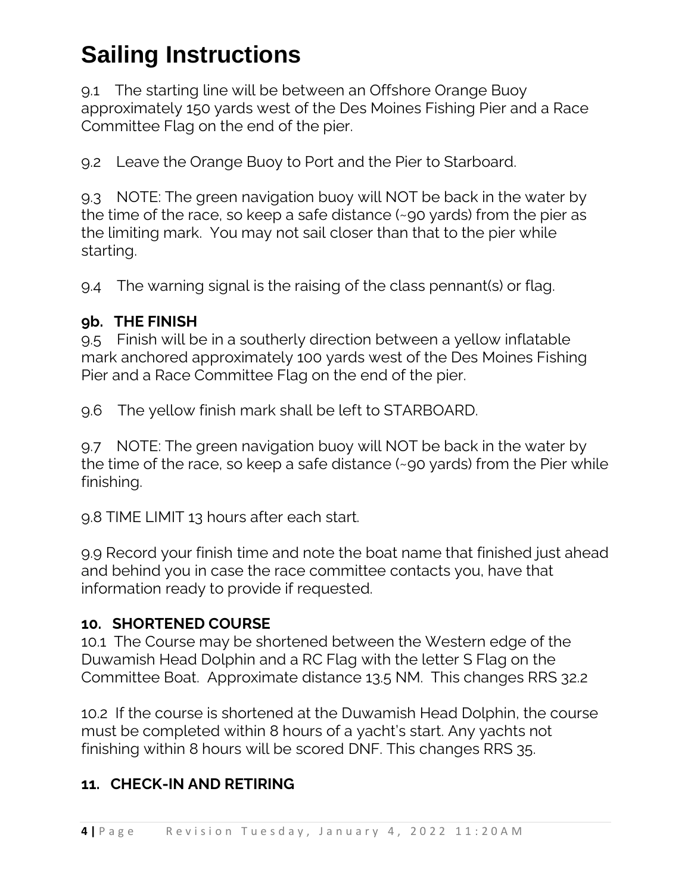# Sailing Instructions

9.1 The starting line will be between an Offshore Orange Buoy approximately 150 yards west of the Des Moines Fishing Pier and a Race Committee Flag on the end of the pier.

9.2 Leave the Orange Buoy to Port and the Pier to Starboard.

9.3 NOTE: The green navigation buoy will NOT be back in the water by the time of the race, so keep a safe distance (~90 yards) from the pier as the limiting mark. You may not sail closer than that to the pier while starting.

9.4 The warning signal is the raising of the class pennant(s) or flag.

**9b. THE FINISH**

9.5 Finish will be in a southerly direction between a yellow inflatable mark anchored approximately 100 yards west of the Des Moines Fishing Pier and a Race Committee Flag on the end of the pier.

9.6 The yellow finish mark shall be left to STARBOARD.

9.7 NOTE: The green navigation buoy will NOT be back in the water by the time of the race, so keep a safe distance (~90 yards) from the Pier while finishing.

9.8 TIME LIMIT 13 hours after each start.

9.9 Record your finish time and note the boat name that finished just ahead and behind you in case the race committee contacts you, have that information ready to provide if requested.

**10. SHORTENED COURSE**

10.1 The Course may be shortened between the Western edge of the Duwamish Head Dolphin and a RC Flag with the letter S Flag on the Committee Boat. Approximate distance 13.5 NM. This changes RRS 32.2

10.2 If the course is shortened at the Duwamish Head Dolphin, the course must be completed within 8 hours of a yacht's start. Any yachts not finishing within 8 hours will be scored DNF. This changes RRS 35.

**11. CHECK-IN AND RETIRING**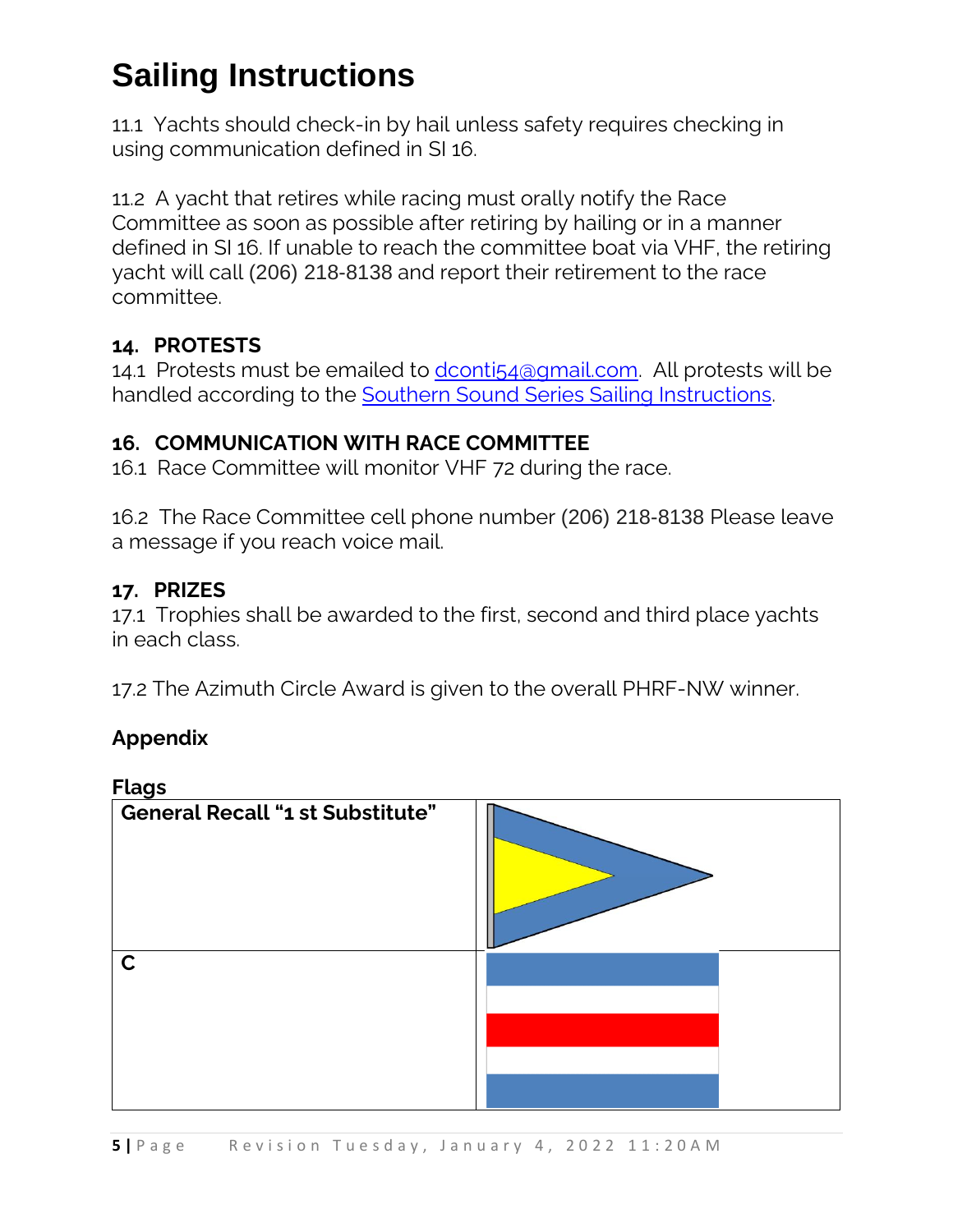# Sailing Instructions

11.1 Yachts should check-in by hail unless safety requires checking in using communication defined in SI 16.

11.2 A yacht that retires while racing must orally notify the Race Committee as soon as possible after retiring by hailing or in a manner defined in SI 16. If unable to reach the committee boat via VHF, the retiring yacht will call (206) 218-8138 and report their retirement to the race committee.

### 14. PROTESTS

14.1 Protests must be emailed to dconti54@gmail.com. All protests will be handled according to the Southern Sound Series Sailing Instructions.

### 16. COMMUNICATION WITH RACE COMMITTEE

16.1 Race Committee will monitor VHF 72 during the race.

16.2 The Race Committee cell phone number (206) 218-8138 Please leave a message if you reach voice mail.

### 17. PRIZES

17.1 Trophies shall be awarded to the first, second and third place yachts in each class.

17.2 The Azimuth Circle Award is given to the overall PHRF-NW winner.

### Appendix

**Flags**

| | |
|---|---|
| **General Recall "1 st Substitute"** | |
| **C** | |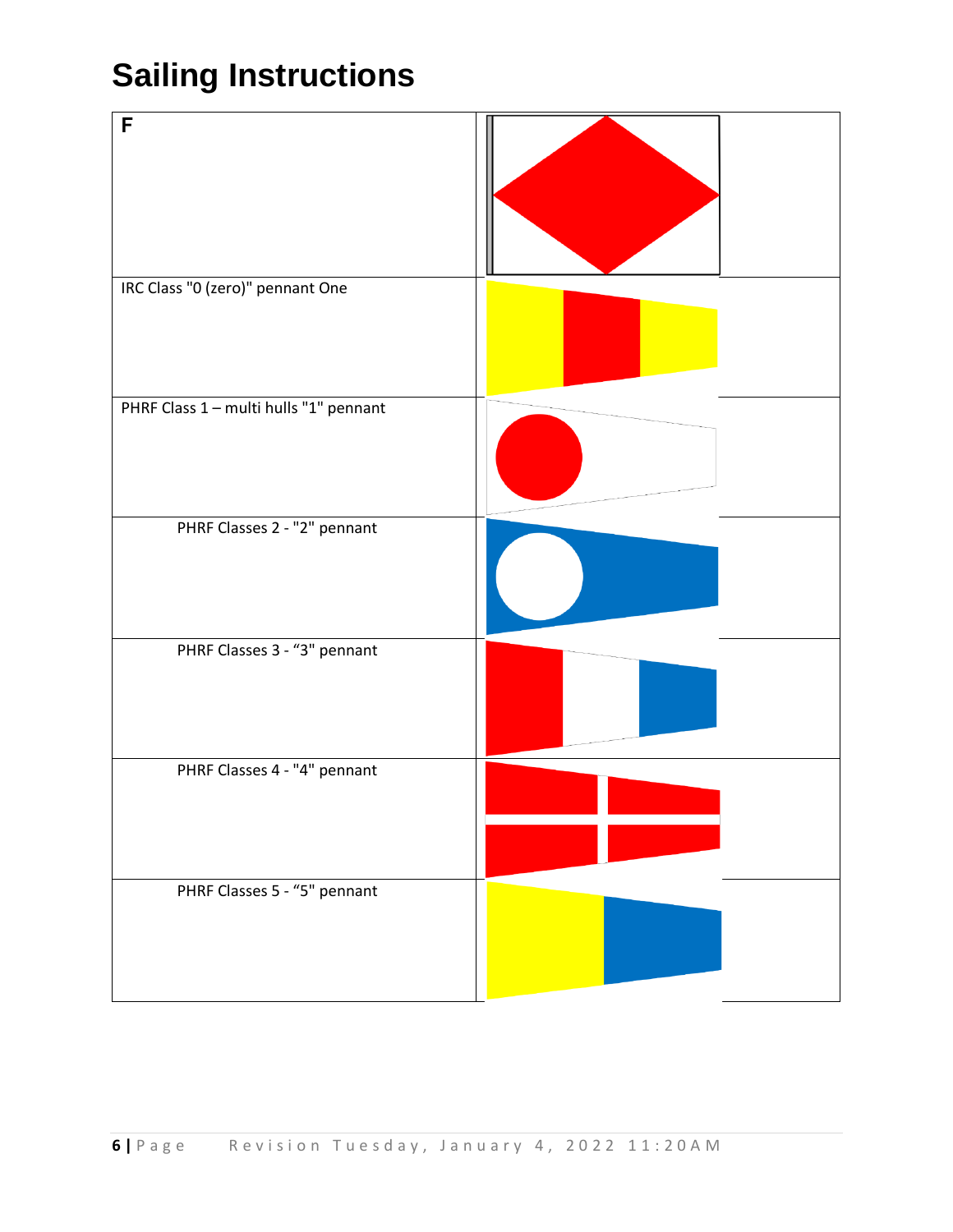# Sailing Instructions

| | |
|---|---|
| F | |
| IRC Class "0 (zero)" pennant One | |
| PHRF Class 1 – multi hulls "1" pennant | |
| PHRF Classes 2 - "2" pennant | |
| PHRF Classes 3 - “3" pennant | |
| PHRF Classes 4 - "4" pennant | |
| PHRF Classes 5 - “5" pennant | |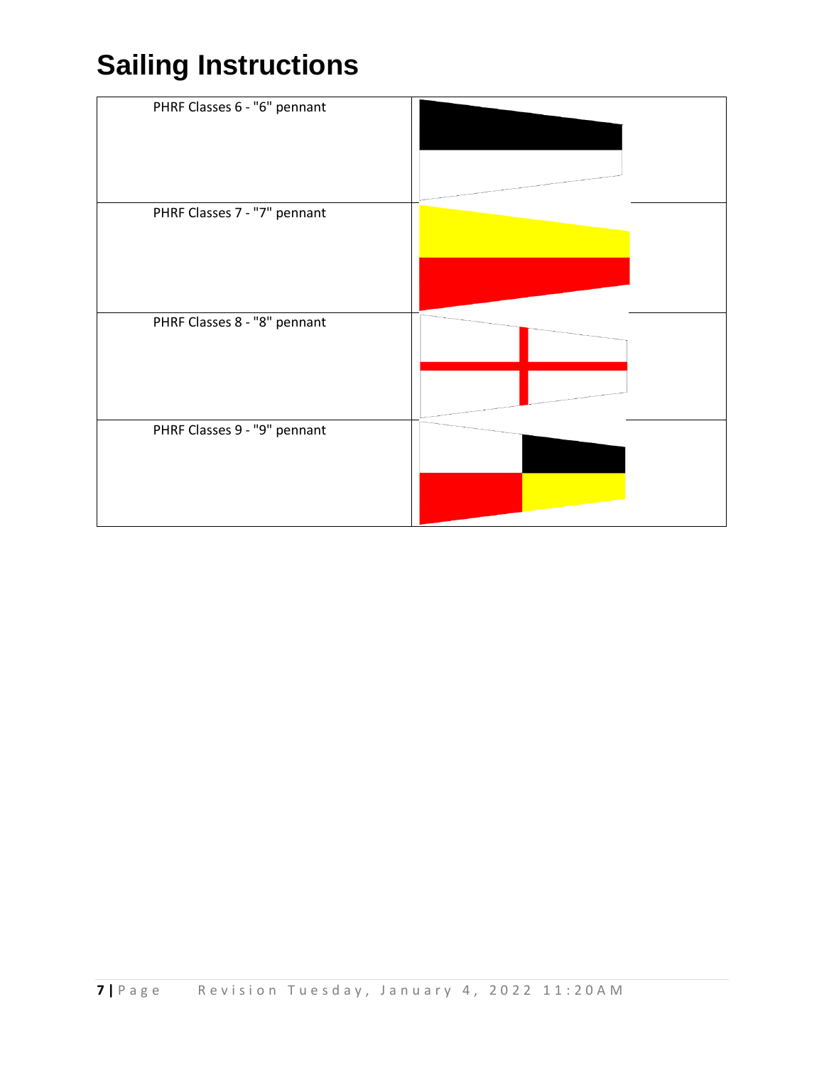# Sailing Instructions

| | |
|---|---|
| PHRF Classes 6 - "6" pennant | |
| PHRF Classes 7 - "7" pennant | |
| PHRF Classes 8 - "8" pennant | |
| PHRF Classes 9 - "9" pennant | |